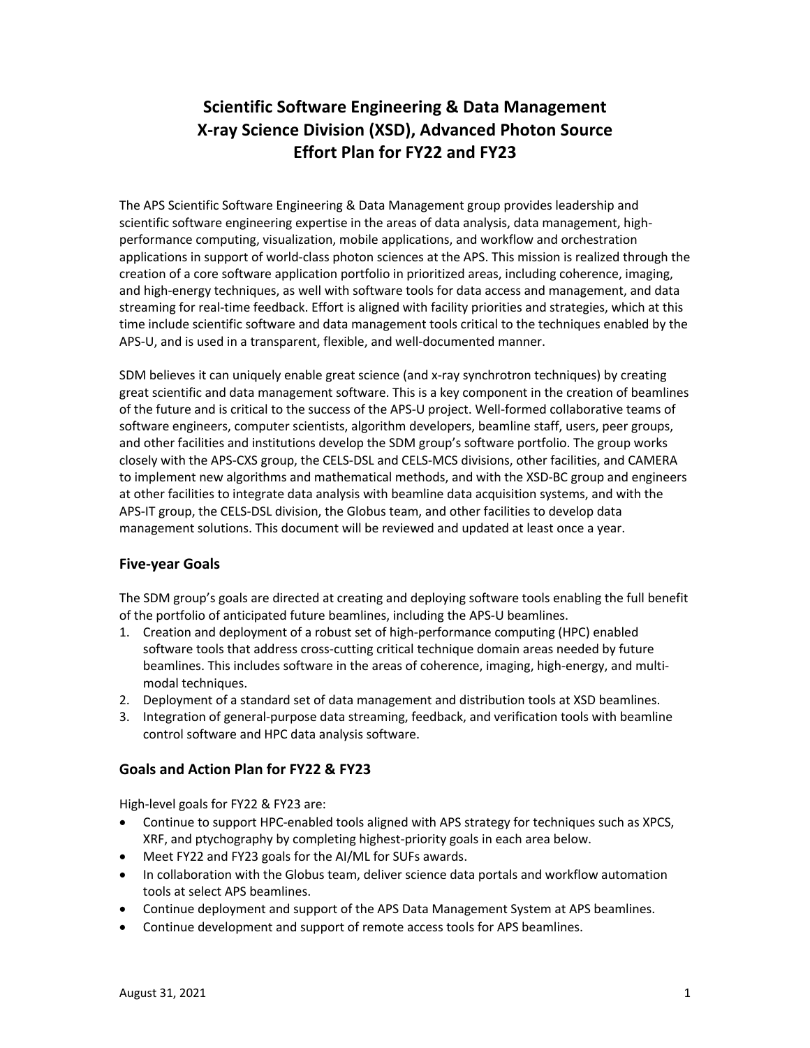# Scientific Software Engineering & Data Management
# X-ray Science Division (XSD), Advanced Photon Source
# Effort Plan for FY22 and FY23

The APS Scientific Software Engineering & Data Management group provides leadership and scientific software engineering expertise in the areas of data analysis, data management, high-performance computing, visualization, mobile applications, and workflow and orchestration applications in support of world-class photon sciences at the APS. This mission is realized through the creation of a core software application portfolio in prioritized areas, including coherence, imaging, and high-energy techniques, as well with software tools for data access and management, and data streaming for real-time feedback. Effort is aligned with facility priorities and strategies, which at this time include scientific software and data management tools critical to the techniques enabled by the APS-U, and is used in a transparent, flexible, and well-documented manner.

SDM believes it can uniquely enable great science (and x-ray synchrotron techniques) by creating great scientific and data management software. This is a key component in the creation of beamlines of the future and is critical to the success of the APS-U project. Well-formed collaborative teams of software engineers, computer scientists, algorithm developers, beamline staff, users, peer groups, and other facilities and institutions develop the SDM group's software portfolio. The group works closely with the APS-CXS group, the CELS-DSL and CELS-MCS divisions, other facilities, and CAMERA to implement new algorithms and mathematical methods, and with the XSD-BC group and engineers at other facilities to integrate data analysis with beamline data acquisition systems, and with the APS-IT group, the CELS-DSL division, the Globus team, and other facilities to develop data management solutions. This document will be reviewed and updated at least once a year.

## Five-year Goals

The SDM group's goals are directed at creating and deploying software tools enabling the full benefit of the portfolio of anticipated future beamlines, including the APS-U beamlines.

1. Creation and deployment of a robust set of high-performance computing (HPC) enabled software tools that address cross-cutting critical technique domain areas needed by future beamlines. This includes software in the areas of coherence, imaging, high-energy, and multi-modal techniques.
2. Deployment of a standard set of data management and distribution tools at XSD beamlines.
3. Integration of general-purpose data streaming, feedback, and verification tools with beamline control software and HPC data analysis software.

## Goals and Action Plan for FY22 & FY23

High-level goals for FY22 & FY23 are:

- Continue to support HPC-enabled tools aligned with APS strategy for techniques such as XPCS, XRF, and ptychography by completing highest-priority goals in each area below.
- Meet FY22 and FY23 goals for the AI/ML for SUFs awards.
- In collaboration with the Globus team, deliver science data portals and workflow automation tools at select APS beamlines.
- Continue deployment and support of the APS Data Management System at APS beamlines.
- Continue development and support of remote access tools for APS beamlines.

August 31, 2021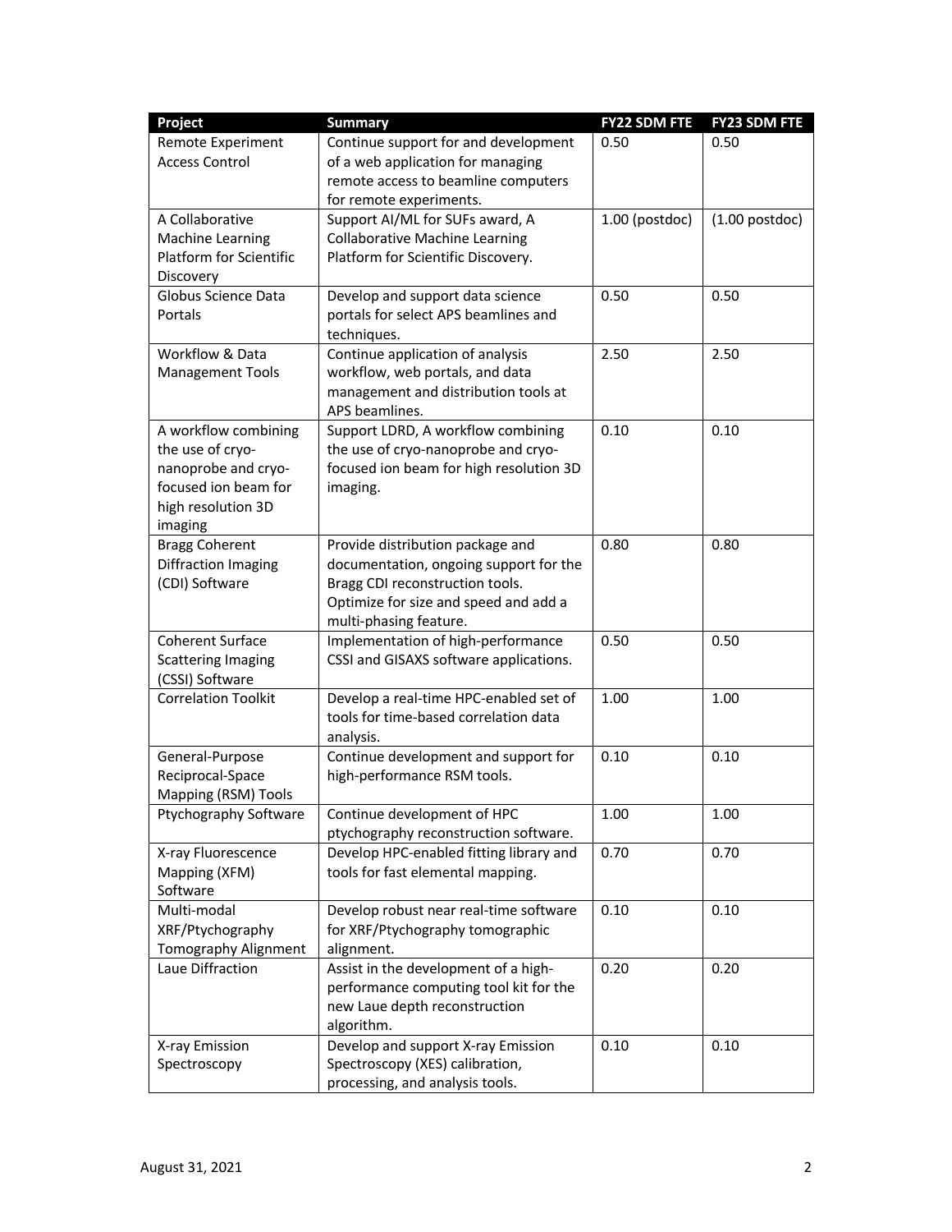| Project | Summary | FY22 SDM FTE | FY23 SDM FTE |
|---|---|---|---|
| Remote Experiment Access Control | Continue support for and development of a web application for managing remote access to beamline computers for remote experiments. | 0.50 | 0.50 |
| A Collaborative Machine Learning Platform for Scientific Discovery | Support AI/ML for SUFs award, A Collaborative Machine Learning Platform for Scientific Discovery. | 1.00 (postdoc) | (1.00 postdoc) |
| Globus Science Data Portals | Develop and support data science portals for select APS beamlines and techniques. | 0.50 | 0.50 |
| Workflow & Data Management Tools | Continue application of analysis workflow, web portals, and data management and distribution tools at APS beamlines. | 2.50 | 2.50 |
| A workflow combining the use of cryo-nanoprobe and cryo-focused ion beam for high resolution 3D imaging | Support LDRD, A workflow combining the use of cryo-nanoprobe and cryo-focused ion beam for high resolution 3D imaging. | 0.10 | 0.10 |
| Bragg Coherent Diffraction Imaging (CDI) Software | Provide distribution package and documentation, ongoing support for the Bragg CDI reconstruction tools. Optimize for size and speed and add a multi-phasing feature. | 0.80 | 0.80 |
| Coherent Surface Scattering Imaging (CSSI) Software | Implementation of high-performance CSSI and GISAXS software applications. | 0.50 | 0.50 |
| Correlation Toolkit | Develop a real-time HPC-enabled set of tools for time-based correlation data analysis. | 1.00 | 1.00 |
| General-Purpose Reciprocal-Space Mapping (RSM) Tools | Continue development and support for high-performance RSM tools. | 0.10 | 0.10 |
| Ptychography Software | Continue development of HPC ptychography reconstruction software. | 1.00 | 1.00 |
| X-ray Fluorescence Mapping (XFM) Software | Develop HPC-enabled fitting library and tools for fast elemental mapping. | 0.70 | 0.70 |
| Multi-modal XRF/Ptychography Tomography Alignment | Develop robust near real-time software for XRF/Ptychography tomographic alignment. | 0.10 | 0.10 |
| Laue Diffraction | Assist in the development of a high-performance computing tool kit for the new Laue depth reconstruction algorithm. | 0.20 | 0.20 |
| X-ray Emission Spectroscopy | Develop and support X-ray Emission Spectroscopy (XES) calibration, processing, and analysis tools. | 0.10 | 0.10 |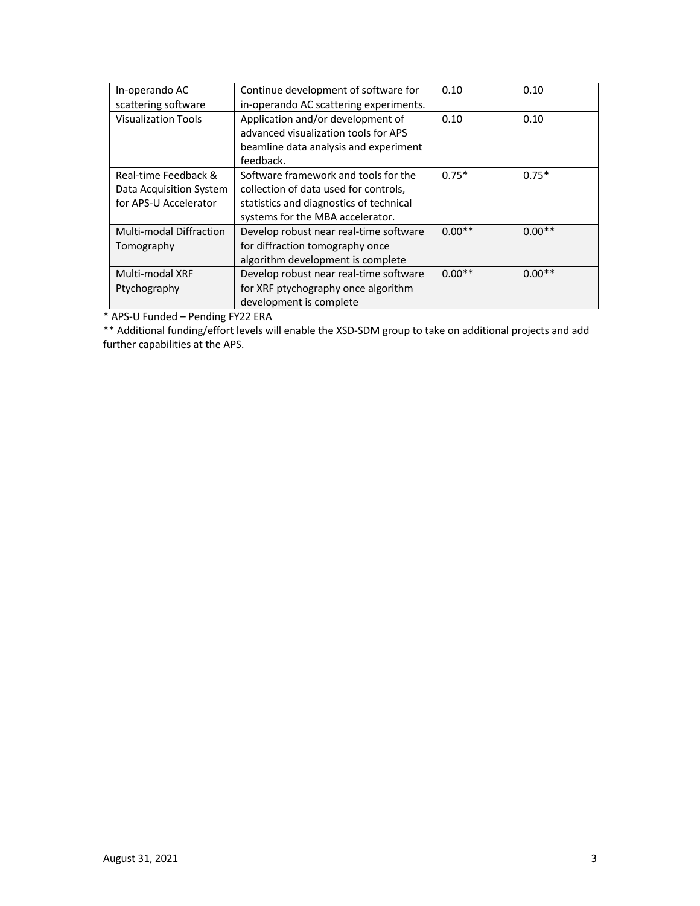| | | | |
|---|---|---|---|
| In-operando AC scattering software | Continue development of software for in-operando AC scattering experiments. | 0.10 | 0.10 |
| Visualization Tools | Application and/or development of advanced visualization tools for APS beamline data analysis and experiment feedback. | 0.10 | 0.10 |
| Real-time Feedback & Data Acquisition System for APS-U Accelerator | Software framework and tools for the collection of data used for controls, statistics and diagnostics of technical systems for the MBA accelerator. | 0.75* | 0.75* |
| Multi-modal Diffraction Tomography | Develop robust near real-time software for diffraction tomography once algorithm development is complete | 0.00** | 0.00** |
| Multi-modal XRF Ptychography | Develop robust near real-time software for XRF ptychography once algorithm development is complete | 0.00** | 0.00** |

* APS-U Funded – Pending FY22 ERA

** Additional funding/effort levels will enable the XSD-SDM group to take on additional projects and add further capabilities at the APS.

August 31, 2021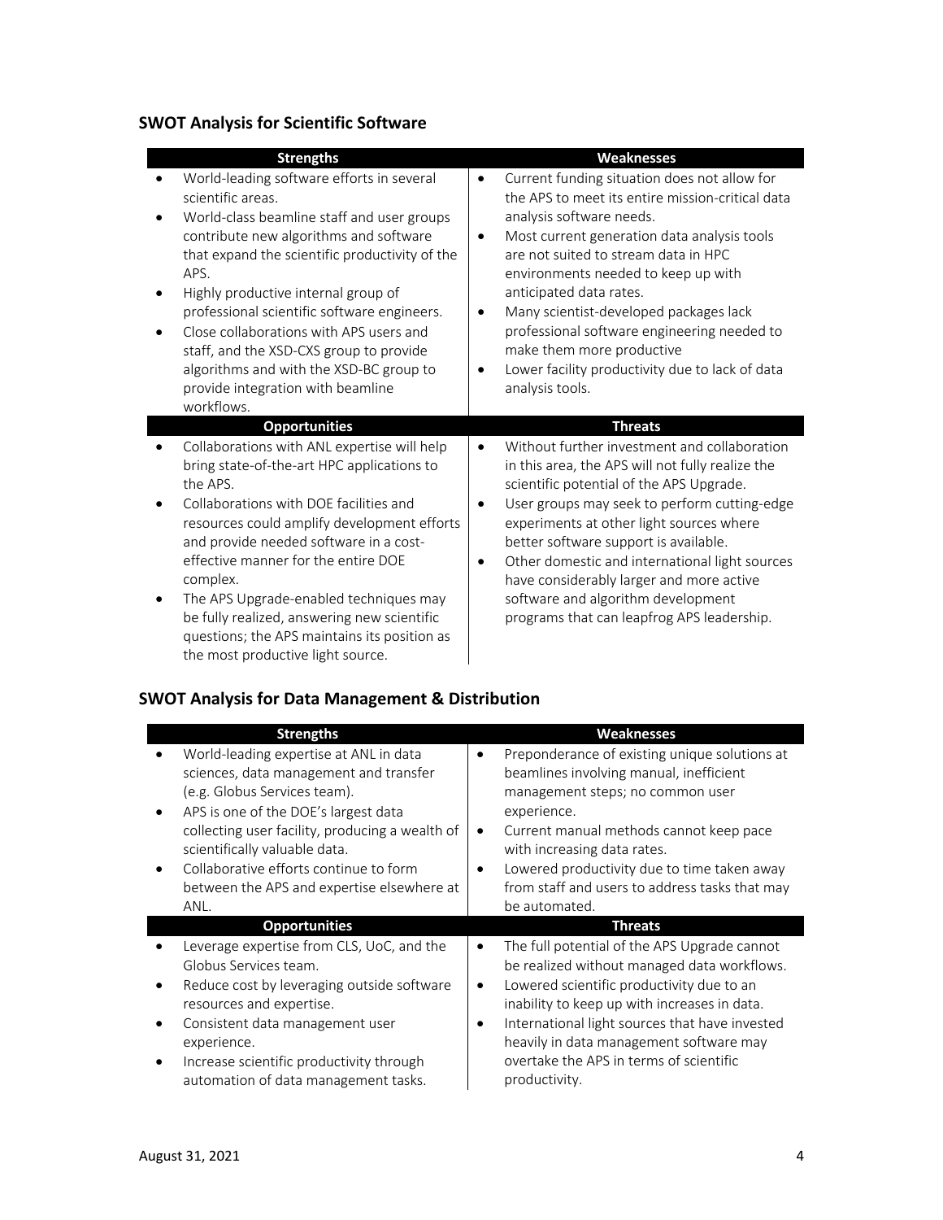## SWOT Analysis for Scientific Software

| Strengths | Weaknesses |
| --- | --- |
| • World-leading software efforts in several scientific areas.<br>• World-class beamline staff and user groups contribute new algorithms and software that expand the scientific productivity of the APS.<br>• Highly productive internal group of professional scientific software engineers.<br>• Close collaborations with APS users and staff, and the XSD-CXS group to provide algorithms and with the XSD-BC group to provide integration with beamline workflows. | • Current funding situation does not allow for the APS to meet its entire mission-critical data analysis software needs.<br>• Most current generation data analysis tools are not suited to stream data in HPC environments needed to keep up with anticipated data rates.<br>• Many scientist-developed packages lack professional software engineering needed to make them more productive<br>• Lower facility productivity due to lack of data analysis tools. |
| **Opportunities** | **Threats** |
| • Collaborations with ANL expertise will help bring state-of-the-art HPC applications to the APS.<br>• Collaborations with DOE facilities and resources could amplify development efforts and provide needed software in a cost-effective manner for the entire DOE complex.<br>• The APS Upgrade-enabled techniques may be fully realized, answering new scientific questions; the APS maintains its position as the most productive light source. | • Without further investment and collaboration in this area, the APS will not fully realize the scientific potential of the APS Upgrade.<br>• User groups may seek to perform cutting-edge experiments at other light sources where better software support is available.<br>• Other domestic and international light sources have considerably larger and more active software and algorithm development programs that can leapfrog APS leadership. |

## SWOT Analysis for Data Management & Distribution

| Strengths | Weaknesses |
| --- | --- |
| • World-leading expertise at ANL in data sciences, data management and transfer (e.g. Globus Services team).<br>• APS is one of the DOE's largest data collecting user facility, producing a wealth of scientifically valuable data.<br>• Collaborative efforts continue to form between the APS and expertise elsewhere at ANL. | • Preponderance of existing unique solutions at beamlines involving manual, inefficient management steps; no common user experience.<br>• Current manual methods cannot keep pace with increasing data rates.<br>• Lowered productivity due to time taken away from staff and users to address tasks that may be automated. |
| **Opportunities** | **Threats** |
| • Leverage expertise from CLS, UoC, and the Globus Services team.<br>• Reduce cost by leveraging outside software resources and expertise.<br>• Consistent data management user experience.<br>• Increase scientific productivity through automation of data management tasks. | • The full potential of the APS Upgrade cannot be realized without managed data workflows.<br>• Lowered scientific productivity due to an inability to keep up with increases in data.<br>• International light sources that have invested heavily in data management software may overtake the APS in terms of scientific productivity. |

August 31, 2021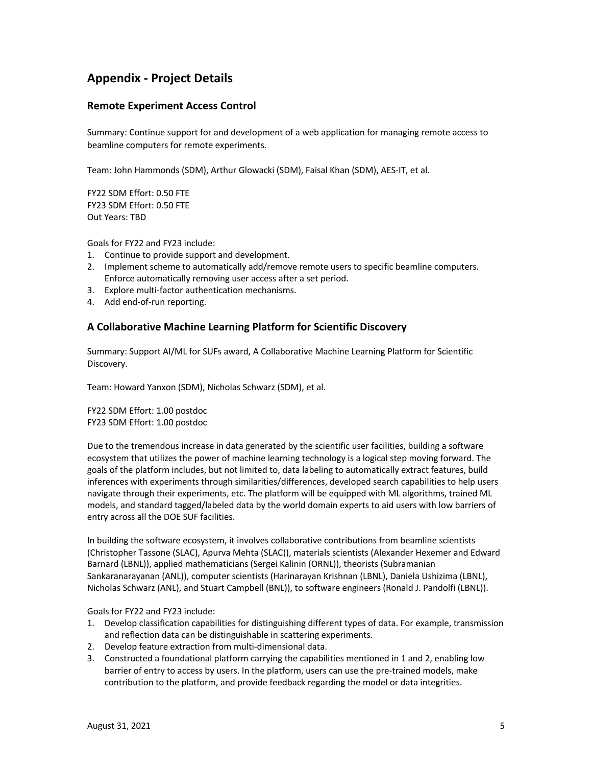# Appendix - Project Details

## Remote Experiment Access Control

Summary: Continue support for and development of a web application for managing remote access to beamline computers for remote experiments.

Team: John Hammonds (SDM), Arthur Glowacki (SDM), Faisal Khan (SDM), AES-IT, et al.

FY22 SDM Effort: 0.50 FTE
FY23 SDM Effort: 0.50 FTE
Out Years: TBD

Goals for FY22 and FY23 include:

1. Continue to provide support and development.
2. Implement scheme to automatically add/remove remote users to specific beamline computers. Enforce automatically removing user access after a set period.
3. Explore multi-factor authentication mechanisms.
4. Add end-of-run reporting.

## A Collaborative Machine Learning Platform for Scientific Discovery

Summary: Support AI/ML for SUFs award, A Collaborative Machine Learning Platform for Scientific Discovery.

Team: Howard Yanxon (SDM), Nicholas Schwarz (SDM), et al.

FY22 SDM Effort: 1.00 postdoc
FY23 SDM Effort: 1.00 postdoc

Due to the tremendous increase in data generated by the scientific user facilities, building a software ecosystem that utilizes the power of machine learning technology is a logical step moving forward. The goals of the platform includes, but not limited to, data labeling to automatically extract features, build inferences with experiments through similarities/differences, developed search capabilities to help users navigate through their experiments, etc. The platform will be equipped with ML algorithms, trained ML models, and standard tagged/labeled data by the world domain experts to aid users with low barriers of entry across all the DOE SUF facilities.

In building the software ecosystem, it involves collaborative contributions from beamline scientists (Christopher Tassone (SLAC), Apurva Mehta (SLAC)), materials scientists (Alexander Hexemer and Edward Barnard (LBNL)), applied mathematicians (Sergei Kalinin (ORNL)), theorists (Subramanian Sankaranarayanan (ANL)), computer scientists (Harinarayan Krishnan (LBNL), Daniela Ushizima (LBNL), Nicholas Schwarz (ANL), and Stuart Campbell (BNL)), to software engineers (Ronald J. Pandolfi (LBNL)).

Goals for FY22 and FY23 include:

1. Develop classification capabilities for distinguishing different types of data. For example, transmission and reflection data can be distinguishable in scattering experiments.
2. Develop feature extraction from multi-dimensional data.
3. Constructed a foundational platform carrying the capabilities mentioned in 1 and 2, enabling low barrier of entry to access by users. In the platform, users can use the pre-trained models, make contribution to the platform, and provide feedback regarding the model or data integrities.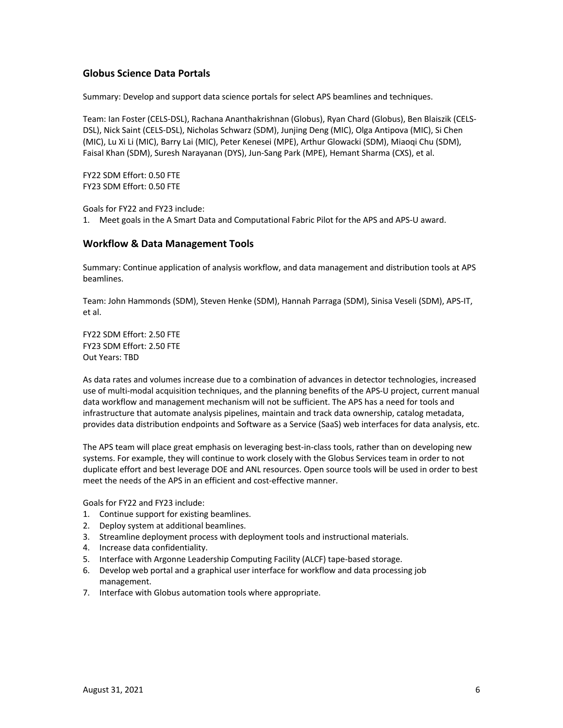## Globus Science Data Portals

Summary: Develop and support data science portals for select APS beamlines and techniques.

Team: Ian Foster (CELS-DSL), Rachana Ananthakrishnan (Globus), Ryan Chard (Globus), Ben Blaiszik (CELS-DSL), Nick Saint (CELS-DSL), Nicholas Schwarz (SDM), Junjing Deng (MIC), Olga Antipova (MIC), Si Chen (MIC), Lu Xi Li (MIC), Barry Lai (MIC), Peter Kenesei (MPE), Arthur Glowacki (SDM), Miaoqi Chu (SDM), Faisal Khan (SDM), Suresh Narayanan (DYS), Jun-Sang Park (MPE), Hemant Sharma (CXS), et al.

FY22 SDM Effort: 0.50 FTE
FY23 SDM Effort: 0.50 FTE

Goals for FY22 and FY23 include:

1. Meet goals in the A Smart Data and Computational Fabric Pilot for the APS and APS-U award.

## Workflow & Data Management Tools

Summary: Continue application of analysis workflow, and data management and distribution tools at APS beamlines.

Team: John Hammonds (SDM), Steven Henke (SDM), Hannah Parraga (SDM), Sinisa Veseli (SDM), APS-IT, et al.

FY22 SDM Effort: 2.50 FTE
FY23 SDM Effort: 2.50 FTE
Out Years: TBD

As data rates and volumes increase due to a combination of advances in detector technologies, increased use of multi-modal acquisition techniques, and the planning benefits of the APS-U project, current manual data workflow and management mechanism will not be sufficient. The APS has a need for tools and infrastructure that automate analysis pipelines, maintain and track data ownership, catalog metadata, provides data distribution endpoints and Software as a Service (SaaS) web interfaces for data analysis, etc.

The APS team will place great emphasis on leveraging best-in-class tools, rather than on developing new systems. For example, they will continue to work closely with the Globus Services team in order to not duplicate effort and best leverage DOE and ANL resources. Open source tools will be used in order to best meet the needs of the APS in an efficient and cost-effective manner.

Goals for FY22 and FY23 include:

1. Continue support for existing beamlines.
2. Deploy system at additional beamlines.
3. Streamline deployment process with deployment tools and instructional materials.
4. Increase data confidentiality.
5. Interface with Argonne Leadership Computing Facility (ALCF) tape-based storage.
6. Develop web portal and a graphical user interface for workflow and data processing job management.
7. Interface with Globus automation tools where appropriate.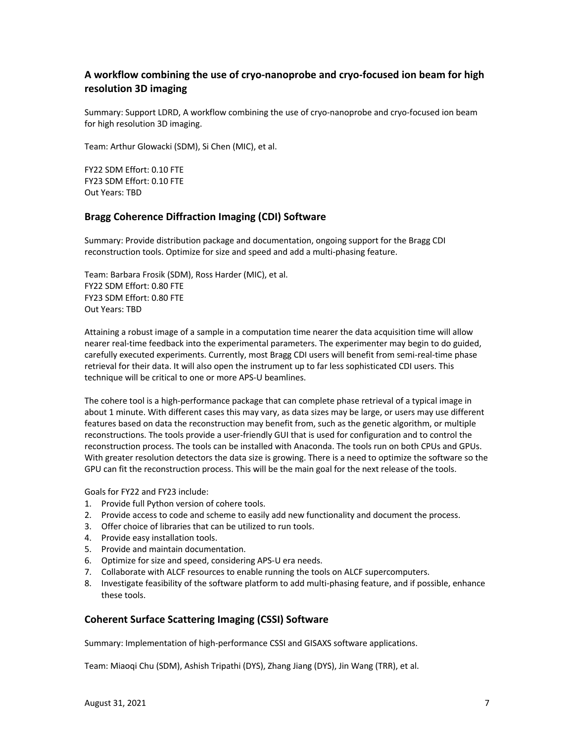### A workflow combining the use of cryo-nanoprobe and cryo-focused ion beam for high resolution 3D imaging

Summary: Support LDRD, A workflow combining the use of cryo-nanoprobe and cryo-focused ion beam for high resolution 3D imaging.

Team: Arthur Glowacki (SDM), Si Chen (MIC), et al.

FY22 SDM Effort: 0.10 FTE
FY23 SDM Effort: 0.10 FTE
Out Years: TBD

### Bragg Coherence Diffraction Imaging (CDI) Software

Summary: Provide distribution package and documentation, ongoing support for the Bragg CDI reconstruction tools. Optimize for size and speed and add a multi-phasing feature.

Team: Barbara Frosik (SDM), Ross Harder (MIC), et al.
FY22 SDM Effort: 0.80 FTE
FY23 SDM Effort: 0.80 FTE
Out Years: TBD

Attaining a robust image of a sample in a computation time nearer the data acquisition time will allow nearer real-time feedback into the experimental parameters. The experimenter may begin to do guided, carefully executed experiments. Currently, most Bragg CDI users will benefit from semi-real-time phase retrieval for their data. It will also open the instrument up to far less sophisticated CDI users. This technique will be critical to one or more APS-U beamlines.

The cohere tool is a high-performance package that can complete phase retrieval of a typical image in about 1 minute. With different cases this may vary, as data sizes may be large, or users may use different features based on data the reconstruction may benefit from, such as the genetic algorithm, or multiple reconstructions. The tools provide a user-friendly GUI that is used for configuration and to control the reconstruction process. The tools can be installed with Anaconda. The tools run on both CPUs and GPUs. With greater resolution detectors the data size is growing. There is a need to optimize the software so the GPU can fit the reconstruction process. This will be the main goal for the next release of the tools.

Goals for FY22 and FY23 include:

1. Provide full Python version of cohere tools.
2. Provide access to code and scheme to easily add new functionality and document the process.
3. Offer choice of libraries that can be utilized to run tools.
4. Provide easy installation tools.
5. Provide and maintain documentation.
6. Optimize for size and speed, considering APS-U era needs.
7. Collaborate with ALCF resources to enable running the tools on ALCF supercomputers.
8. Investigate feasibility of the software platform to add multi-phasing feature, and if possible, enhance these tools.

### Coherent Surface Scattering Imaging (CSSI) Software

Summary: Implementation of high-performance CSSI and GISAXS software applications.

Team: Miaoqi Chu (SDM), Ashish Tripathi (DYS), Zhang Jiang (DYS), Jin Wang (TRR), et al.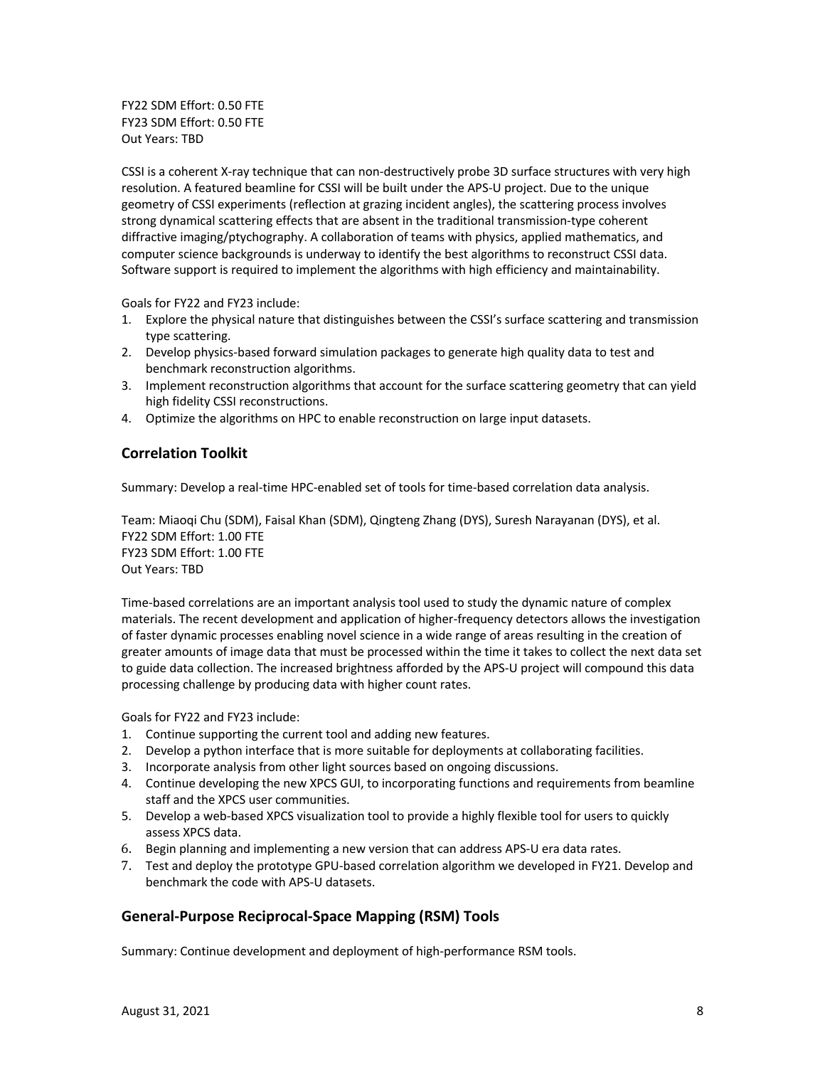FY22 SDM Effort: 0.50 FTE
FY23 SDM Effort: 0.50 FTE
Out Years: TBD

CSSI is a coherent X-ray technique that can non-destructively probe 3D surface structures with very high resolution. A featured beamline for CSSI will be built under the APS-U project. Due to the unique geometry of CSSI experiments (reflection at grazing incident angles), the scattering process involves strong dynamical scattering effects that are absent in the traditional transmission-type coherent diffractive imaging/ptychography. A collaboration of teams with physics, applied mathematics, and computer science backgrounds is underway to identify the best algorithms to reconstruct CSSI data. Software support is required to implement the algorithms with high efficiency and maintainability.

Goals for FY22 and FY23 include:

1. Explore the physical nature that distinguishes between the CSSI's surface scattering and transmission type scattering.
2. Develop physics-based forward simulation packages to generate high quality data to test and benchmark reconstruction algorithms.
3. Implement reconstruction algorithms that account for the surface scattering geometry that can yield high fidelity CSSI reconstructions.
4. Optimize the algorithms on HPC to enable reconstruction on large input datasets.

## Correlation Toolkit

Summary: Develop a real-time HPC-enabled set of tools for time-based correlation data analysis.

Team: Miaoqi Chu (SDM), Faisal Khan (SDM), Qingteng Zhang (DYS), Suresh Narayanan (DYS), et al.
FY22 SDM Effort: 1.00 FTE
FY23 SDM Effort: 1.00 FTE
Out Years: TBD

Time-based correlations are an important analysis tool used to study the dynamic nature of complex materials. The recent development and application of higher-frequency detectors allows the investigation of faster dynamic processes enabling novel science in a wide range of areas resulting in the creation of greater amounts of image data that must be processed within the time it takes to collect the next data set to guide data collection. The increased brightness afforded by the APS-U project will compound this data processing challenge by producing data with higher count rates.

Goals for FY22 and FY23 include:

1. Continue supporting the current tool and adding new features.
2. Develop a python interface that is more suitable for deployments at collaborating facilities.
3. Incorporate analysis from other light sources based on ongoing discussions.
4. Continue developing the new XPCS GUI, to incorporating functions and requirements from beamline staff and the XPCS user communities.
5. Develop a web-based XPCS visualization tool to provide a highly flexible tool for users to quickly assess XPCS data.
6. Begin planning and implementing a new version that can address APS-U era data rates.
7. Test and deploy the prototype GPU-based correlation algorithm we developed in FY21. Develop and benchmark the code with APS-U datasets.

## General-Purpose Reciprocal-Space Mapping (RSM) Tools

Summary: Continue development and deployment of high-performance RSM tools.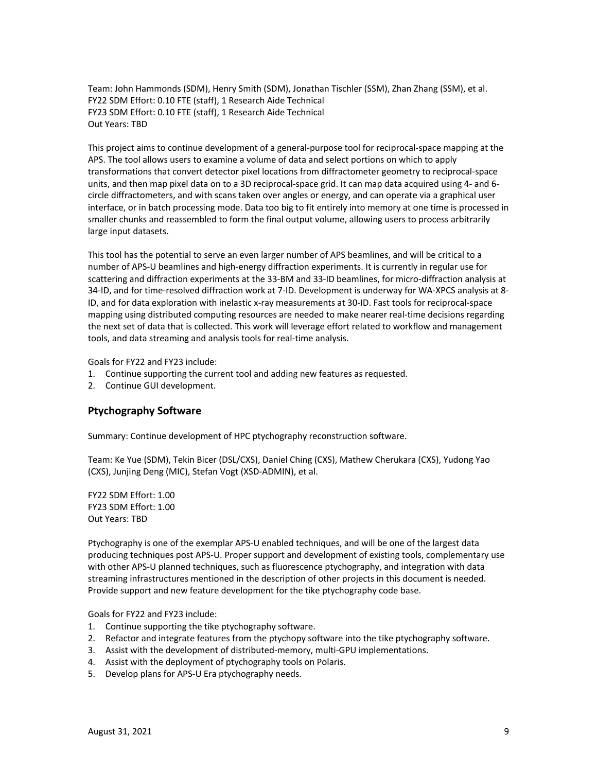Team: John Hammonds (SDM), Henry Smith (SDM), Jonathan Tischler (SSM), Zhan Zhang (SSM), et al.
FY22 SDM Effort: 0.10 FTE (staff), 1 Research Aide Technical
FY23 SDM Effort: 0.10 FTE (staff), 1 Research Aide Technical
Out Years: TBD

This project aims to continue development of a general-purpose tool for reciprocal-space mapping at the APS. The tool allows users to examine a volume of data and select portions on which to apply transformations that convert detector pixel locations from diffractometer geometry to reciprocal-space units, and then map pixel data on to a 3D reciprocal-space grid. It can map data acquired using 4- and 6-circle diffractometers, and with scans taken over angles or energy, and can operate via a graphical user interface, or in batch processing mode. Data too big to fit entirely into memory at one time is processed in smaller chunks and reassembled to form the final output volume, allowing users to process arbitrarily large input datasets.

This tool has the potential to serve an even larger number of APS beamlines, and will be critical to a number of APS-U beamlines and high-energy diffraction experiments. It is currently in regular use for scattering and diffraction experiments at the 33-BM and 33-ID beamlines, for micro-diffraction analysis at 34-ID, and for time-resolved diffraction work at 7-ID. Development is underway for WA-XPCS analysis at 8-ID, and for data exploration with inelastic x-ray measurements at 30-ID. Fast tools for reciprocal-space mapping using distributed computing resources are needed to make nearer real-time decisions regarding the next set of data that is collected. This work will leverage effort related to workflow and management tools, and data streaming and analysis tools for real-time analysis.

Goals for FY22 and FY23 include:

1. Continue supporting the current tool and adding new features as requested.
2. Continue GUI development.

## Ptychography Software

Summary: Continue development of HPC ptychography reconstruction software.

Team: Ke Yue (SDM), Tekin Bicer (DSL/CXS), Daniel Ching (CXS), Mathew Cherukara (CXS), Yudong Yao (CXS), Junjing Deng (MIC), Stefan Vogt (XSD-ADMIN), et al.

FY22 SDM Effort: 1.00
FY23 SDM Effort: 1.00
Out Years: TBD

Ptychography is one of the exemplar APS-U enabled techniques, and will be one of the largest data producing techniques post APS-U. Proper support and development of existing tools, complementary use with other APS-U planned techniques, such as fluorescence ptychography, and integration with data streaming infrastructures mentioned in the description of other projects in this document is needed. Provide support and new feature development for the tike ptychography code base.

Goals for FY22 and FY23 include:

1. Continue supporting the tike ptychography software.
2. Refactor and integrate features from the ptychopy software into the tike ptychography software.
3. Assist with the development of distributed-memory, multi-GPU implementations.
4. Assist with the deployment of ptychography tools on Polaris.
5. Develop plans for APS-U Era ptychography needs.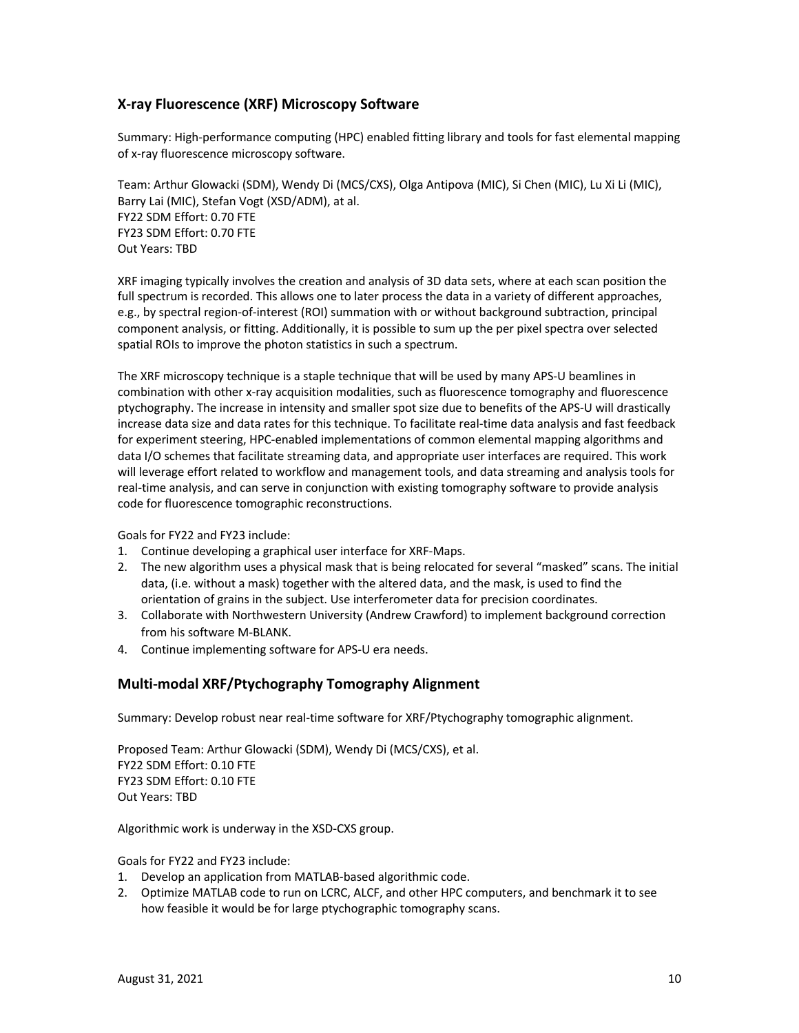## X-ray Fluorescence (XRF) Microscopy Software

Summary: High-performance computing (HPC) enabled fitting library and tools for fast elemental mapping of x-ray fluorescence microscopy software.

Team: Arthur Glowacki (SDM), Wendy Di (MCS/CXS), Olga Antipova (MIC), Si Chen (MIC), Lu Xi Li (MIC), Barry Lai (MIC), Stefan Vogt (XSD/ADM), at al.
FY22 SDM Effort: 0.70 FTE
FY23 SDM Effort: 0.70 FTE
Out Years: TBD

XRF imaging typically involves the creation and analysis of 3D data sets, where at each scan position the full spectrum is recorded. This allows one to later process the data in a variety of different approaches, e.g., by spectral region-of-interest (ROI) summation with or without background subtraction, principal component analysis, or fitting. Additionally, it is possible to sum up the per pixel spectra over selected spatial ROIs to improve the photon statistics in such a spectrum.

The XRF microscopy technique is a staple technique that will be used by many APS-U beamlines in combination with other x-ray acquisition modalities, such as fluorescence tomography and fluorescence ptychography. The increase in intensity and smaller spot size due to benefits of the APS-U will drastically increase data size and data rates for this technique. To facilitate real-time data analysis and fast feedback for experiment steering, HPC-enabled implementations of common elemental mapping algorithms and data I/O schemes that facilitate streaming data, and appropriate user interfaces are required. This work will leverage effort related to workflow and management tools, and data streaming and analysis tools for real-time analysis, and can serve in conjunction with existing tomography software to provide analysis code for fluorescence tomographic reconstructions.

Goals for FY22 and FY23 include:

1. Continue developing a graphical user interface for XRF-Maps.
2. The new algorithm uses a physical mask that is being relocated for several "masked" scans. The initial data, (i.e. without a mask) together with the altered data, and the mask, is used to find the orientation of grains in the subject. Use interferometer data for precision coordinates.
3. Collaborate with Northwestern University (Andrew Crawford) to implement background correction from his software M-BLANK.
4. Continue implementing software for APS-U era needs.

## Multi-modal XRF/Ptychography Tomography Alignment

Summary: Develop robust near real-time software for XRF/Ptychography tomographic alignment.

Proposed Team: Arthur Glowacki (SDM), Wendy Di (MCS/CXS), et al.
FY22 SDM Effort: 0.10 FTE
FY23 SDM Effort: 0.10 FTE
Out Years: TBD

Algorithmic work is underway in the XSD-CXS group.

Goals for FY22 and FY23 include:

1. Develop an application from MATLAB-based algorithmic code.
2. Optimize MATLAB code to run on LCRC, ALCF, and other HPC computers, and benchmark it to see how feasible it would be for large ptychographic tomography scans.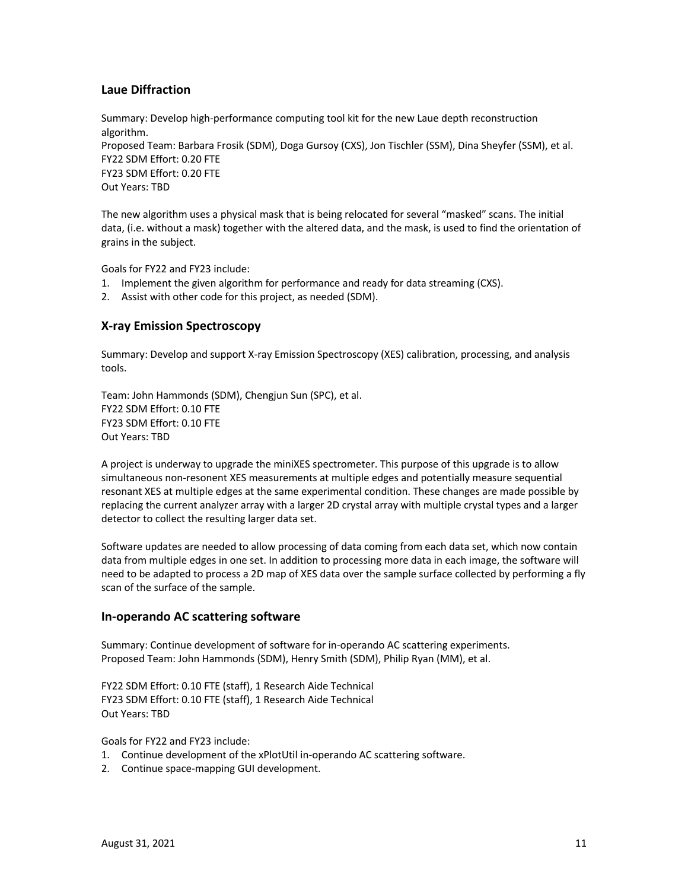## Laue Diffraction

Summary: Develop high-performance computing tool kit for the new Laue depth reconstruction algorithm.
Proposed Team: Barbara Frosik (SDM), Doga Gursoy (CXS), Jon Tischler (SSM), Dina Sheyfer (SSM), et al.
FY22 SDM Effort: 0.20 FTE
FY23 SDM Effort: 0.20 FTE
Out Years: TBD

The new algorithm uses a physical mask that is being relocated for several "masked" scans. The initial data, (i.e. without a mask) together with the altered data, and the mask, is used to find the orientation of grains in the subject.

Goals for FY22 and FY23 include:

1. Implement the given algorithm for performance and ready for data streaming (CXS).
2. Assist with other code for this project, as needed (SDM).

## X-ray Emission Spectroscopy

Summary: Develop and support X-ray Emission Spectroscopy (XES) calibration, processing, and analysis tools.

Team: John Hammonds (SDM), Chengjun Sun (SPC), et al.
FY22 SDM Effort: 0.10 FTE
FY23 SDM Effort: 0.10 FTE
Out Years: TBD

A project is underway to upgrade the miniXES spectrometer. This purpose of this upgrade is to allow simultaneous non-resonent XES measurements at multiple edges and potentially measure sequential resonant XES at multiple edges at the same experimental condition. These changes are made possible by replacing the current analyzer array with a larger 2D crystal array with multiple crystal types and a larger detector to collect the resulting larger data set.

Software updates are needed to allow processing of data coming from each data set, which now contain data from multiple edges in one set. In addition to processing more data in each image, the software will need to be adapted to process a 2D map of XES data over the sample surface collected by performing a fly scan of the surface of the sample.

## In-operando AC scattering software

Summary: Continue development of software for in-operando AC scattering experiments.
Proposed Team: John Hammonds (SDM), Henry Smith (SDM), Philip Ryan (MM), et al.

FY22 SDM Effort: 0.10 FTE (staff), 1 Research Aide Technical
FY23 SDM Effort: 0.10 FTE (staff), 1 Research Aide Technical
Out Years: TBD

Goals for FY22 and FY23 include:

1. Continue development of the xPlotUtil in-operando AC scattering software.
2. Continue space-mapping GUI development.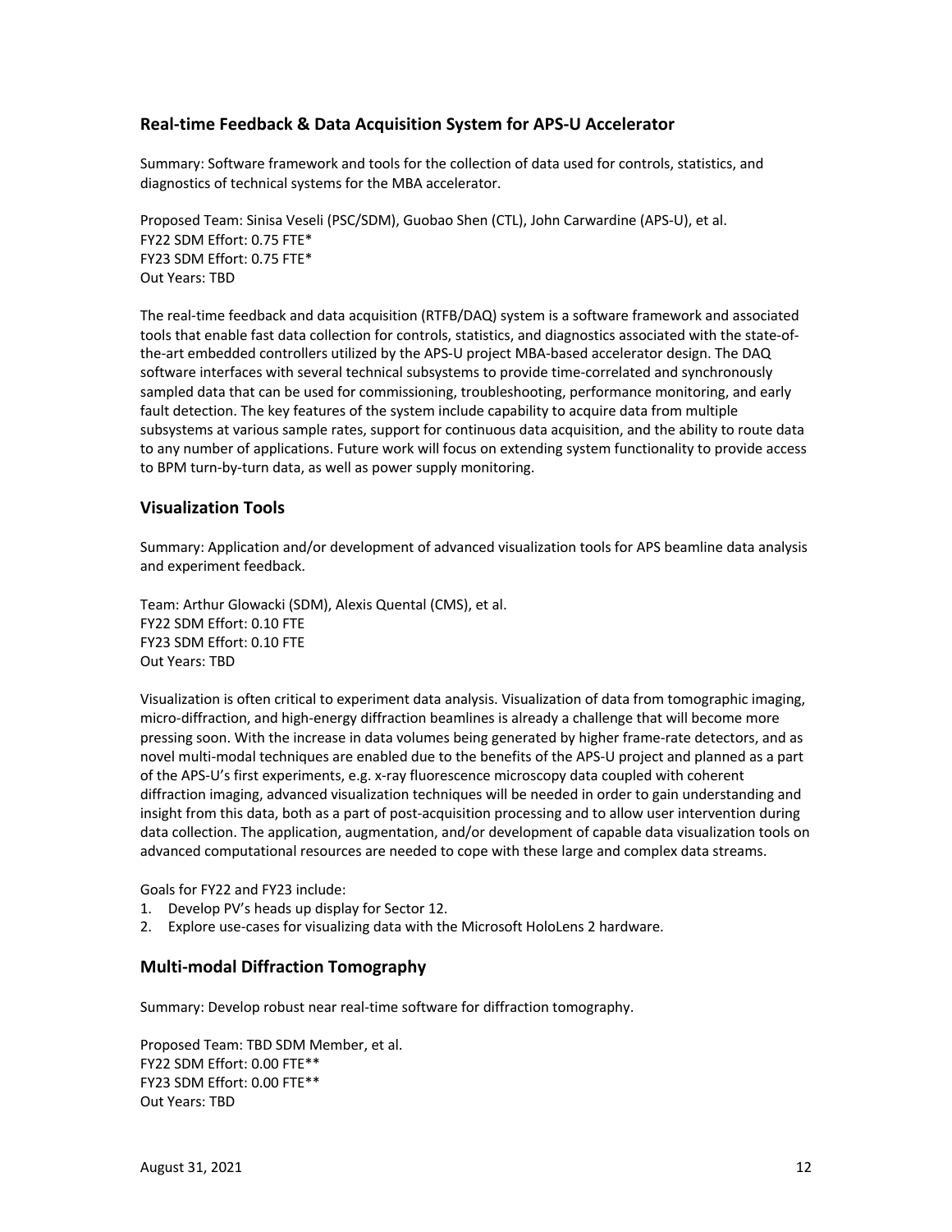## Real-time Feedback & Data Acquisition System for APS-U Accelerator

Summary: Software framework and tools for the collection of data used for controls, statistics, and diagnostics of technical systems for the MBA accelerator.

Proposed Team: Sinisa Veseli (PSC/SDM), Guobao Shen (CTL), John Carwardine (APS-U), et al.
FY22 SDM Effort: 0.75 FTE*
FY23 SDM Effort: 0.75 FTE*
Out Years: TBD

The real-time feedback and data acquisition (RTFB/DAQ) system is a software framework and associated tools that enable fast data collection for controls, statistics, and diagnostics associated with the state-of-the-art embedded controllers utilized by the APS-U project MBA-based accelerator design. The DAQ software interfaces with several technical subsystems to provide time-correlated and synchronously sampled data that can be used for commissioning, troubleshooting, performance monitoring, and early fault detection. The key features of the system include capability to acquire data from multiple subsystems at various sample rates, support for continuous data acquisition, and the ability to route data to any number of applications. Future work will focus on extending system functionality to provide access to BPM turn-by-turn data, as well as power supply monitoring.

## Visualization Tools

Summary: Application and/or development of advanced visualization tools for APS beamline data analysis and experiment feedback.

Team: Arthur Glowacki (SDM), Alexis Quental (CMS), et al.
FY22 SDM Effort: 0.10 FTE
FY23 SDM Effort: 0.10 FTE
Out Years: TBD

Visualization is often critical to experiment data analysis. Visualization of data from tomographic imaging, micro-diffraction, and high-energy diffraction beamlines is already a challenge that will become more pressing soon. With the increase in data volumes being generated by higher frame-rate detectors, and as novel multi-modal techniques are enabled due to the benefits of the APS-U project and planned as a part of the APS-U's first experiments, e.g. x-ray fluorescence microscopy data coupled with coherent diffraction imaging, advanced visualization techniques will be needed in order to gain understanding and insight from this data, both as a part of post-acquisition processing and to allow user intervention during data collection. The application, augmentation, and/or development of capable data visualization tools on advanced computational resources are needed to cope with these large and complex data streams.

Goals for FY22 and FY23 include:

1. Develop PV's heads up display for Sector 12.
2. Explore use-cases for visualizing data with the Microsoft HoloLens 2 hardware.

## Multi-modal Diffraction Tomography

Summary: Develop robust near real-time software for diffraction tomography.

Proposed Team: TBD SDM Member, et al.
FY22 SDM Effort: 0.00 FTE**
FY23 SDM Effort: 0.00 FTE**
Out Years: TBD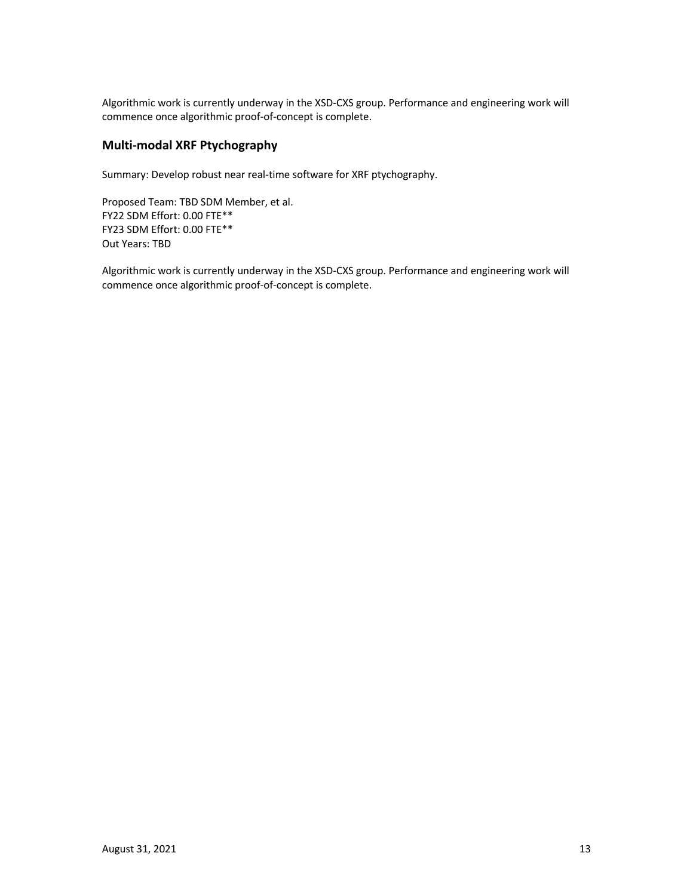Algorithmic work is currently underway in the XSD-CXS group. Performance and engineering work will commence once algorithmic proof-of-concept is complete.

### Multi-modal XRF Ptychography

Summary: Develop robust near real-time software for XRF ptychography.

Proposed Team: TBD SDM Member, et al.
FY22 SDM Effort: 0.00 FTE**
FY23 SDM Effort: 0.00 FTE**
Out Years: TBD

Algorithmic work is currently underway in the XSD-CXS group. Performance and engineering work will commence once algorithmic proof-of-concept is complete.